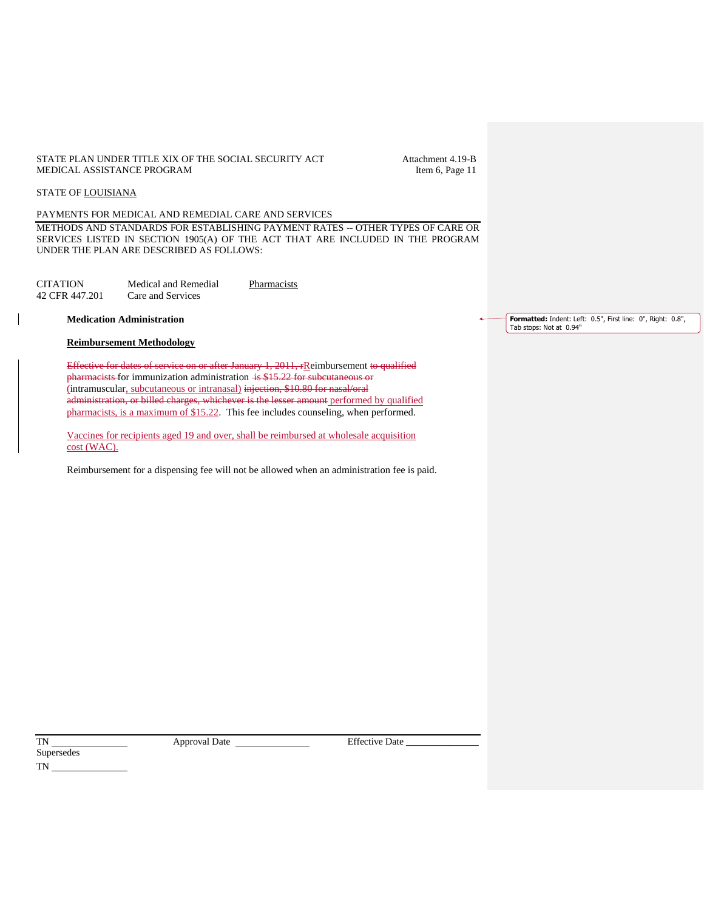STATE PLAN UNDER TITLE XIX OF THE SOCIAL SECURITY ACT
MEDICAL ASSISTANCE PROGRAM

Attachment 4.19-B
Item 6, Page 11

STATE OF LOUISIANA

PAYMENTS FOR MEDICAL AND REMEDIAL CARE AND SERVICES

METHODS AND STANDARDS FOR ESTABLISHING PAYMENT RATES -- OTHER TYPES OF CARE OR SERVICES LISTED IN SECTION 1905(A) OF THE ACT THAT ARE INCLUDED IN THE PROGRAM UNDER THE PLAN ARE DESCRIBED AS FOLLOWS:

| CITATION | Medical and Remedial | Pharmacists |
|---|---|---|
| 42 CFR 447.201 | Care and Services | |

**Medication Administration**

**Reimbursement Methodology**

~~Effective for dates of service on or after January 1, 2011, r~~Reimbursement ~~to qualified pharmacists~~ for immunization administration ~~is $15.22 for subcutaneous or~~ (intramuscular, subcutaneous or intranasal) ~~injection, $10.80 for nasal/oral administration, or billed charges, whichever is the lesser amount~~ performed by qualified pharmacists, is a maximum of $15.22. This fee includes counseling, when performed.

Vaccines for recipients aged 19 and over, shall be reimbursed at wholesale acquisition cost (WAC).

Reimbursement for a dispensing fee will not be allowed when an administration fee is paid.

TN ______________ Approval Date ______________ Effective Date ______________
Supersedes
TN ______________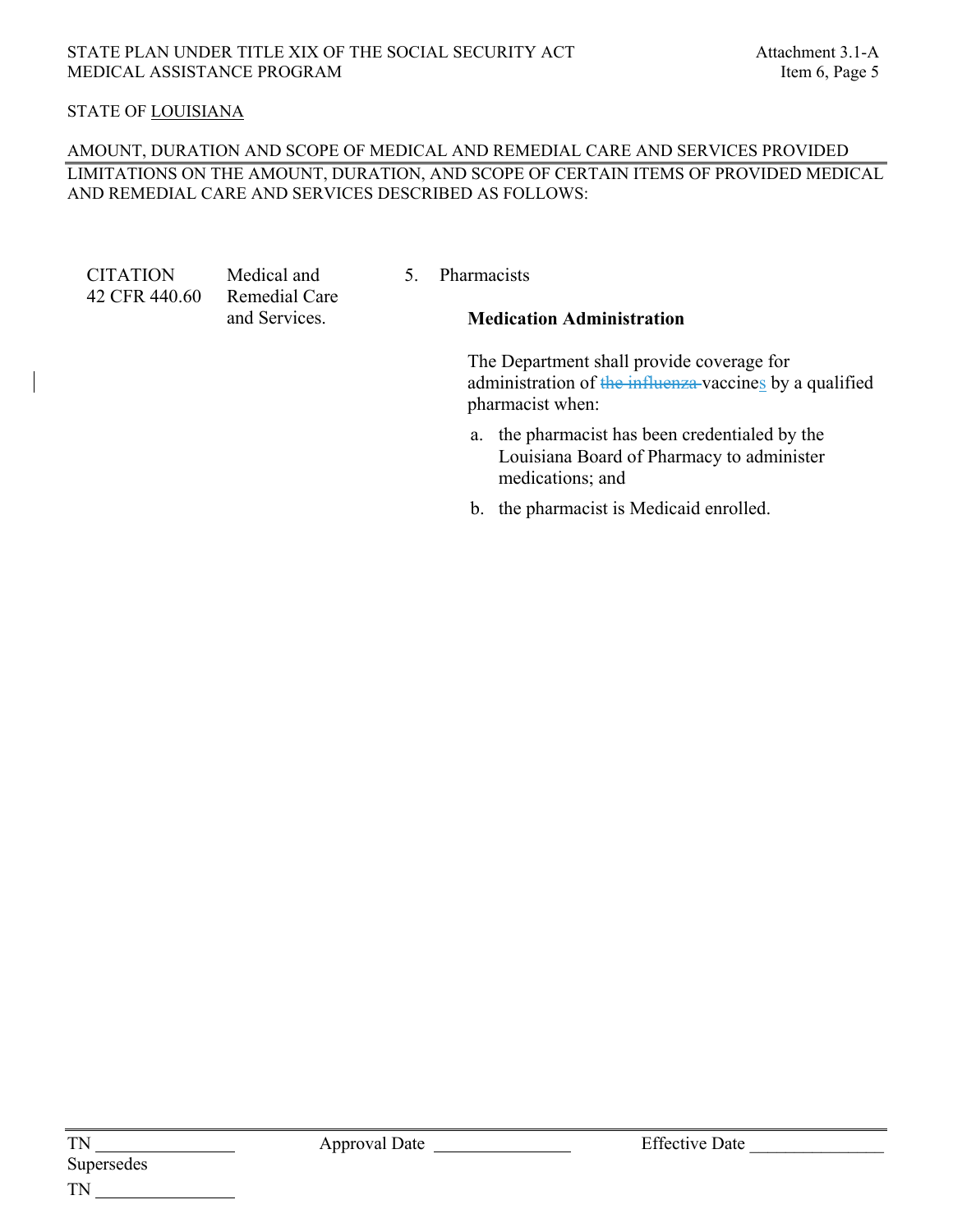STATE PLAN UNDER TITLE XIX OF THE SOCIAL SECURITY ACT
MEDICAL ASSISTANCE PROGRAM

Attachment 3.1-A
Item 6, Page 5

STATE OF LOUISIANA

AMOUNT, DURATION AND SCOPE OF MEDICAL AND REMEDIAL CARE AND SERVICES PROVIDED

LIMITATIONS ON THE AMOUNT, DURATION, AND SCOPE OF CERTAIN ITEMS OF PROVIDED MEDICAL AND REMEDIAL CARE AND SERVICES DESCRIBED AS FOLLOWS:

CITATION
42 CFR 440.60

Medical and Remedial Care and Services.

5. Pharmacists

**Medication Administration**

The Department shall provide coverage for administration of ~~the influenza~~ vaccines by a qualified pharmacist when:

a. the pharmacist has been credentialed by the Louisiana Board of Pharmacy to administer medications; and

b. the pharmacist is Medicaid enrolled.

TN _______________ Approval Date _______________ Effective Date _______________
Supersedes
TN _______________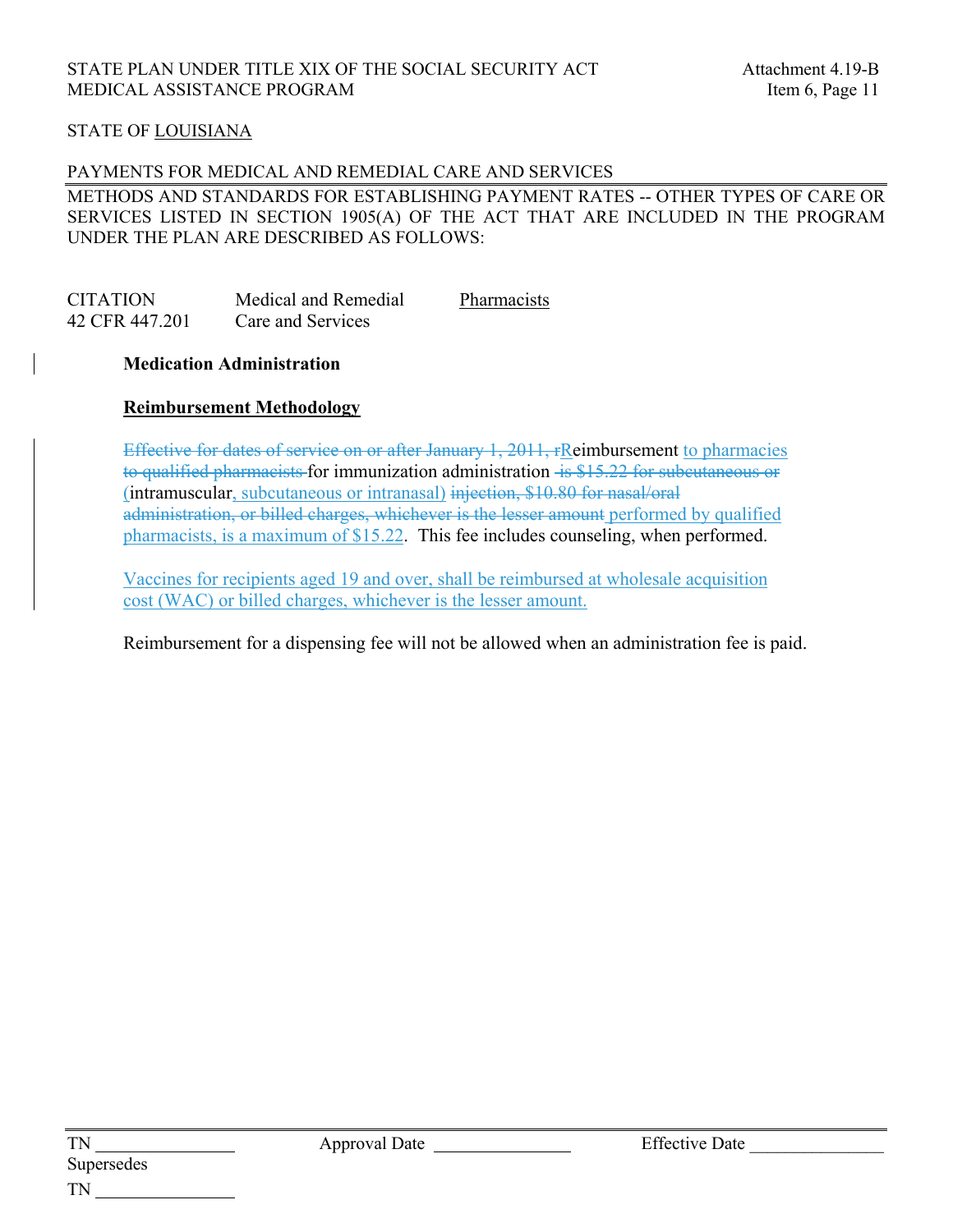STATE PLAN UNDER TITLE XIX OF THE SOCIAL SECURITY ACT
MEDICAL ASSISTANCE PROGRAM

Attachment 4.19-B
Item 6, Page 11

STATE OF LOUISIANA

PAYMENTS FOR MEDICAL AND REMEDIAL CARE AND SERVICES

METHODS AND STANDARDS FOR ESTABLISHING PAYMENT RATES -- OTHER TYPES OF CARE OR SERVICES LISTED IN SECTION 1905(A) OF THE ACT THAT ARE INCLUDED IN THE PROGRAM UNDER THE PLAN ARE DESCRIBED AS FOLLOWS:

| | | |
|---|---|---|
| CITATION 42 CFR 447.201 | Medical and Remedial Care and Services | Pharmacists |

**Medication Administration**

**Reimbursement Methodology**

~~Effective for dates of service on or after January 1, 2011, r~~Reimbursement to pharmacies ~~to qualified pharmacists~~ for immunization administration ~~is $15.22 for subcutaneous or~~ (intramuscular, subcutaneous or intranasal) ~~injection, $10.80 for nasal/oral administration, or billed charges, whichever is the lesser amount~~ performed by qualified pharmacists, is a maximum of $15.22. This fee includes counseling, when performed.

Vaccines for recipients aged 19 and over, shall be reimbursed at wholesale acquisition cost (WAC) or billed charges, whichever is the lesser amount.

Reimbursement for a dispensing fee will not be allowed when an administration fee is paid.

TN _______________ Approval Date _______________ Effective Date _______________
Supersedes
TN _______________